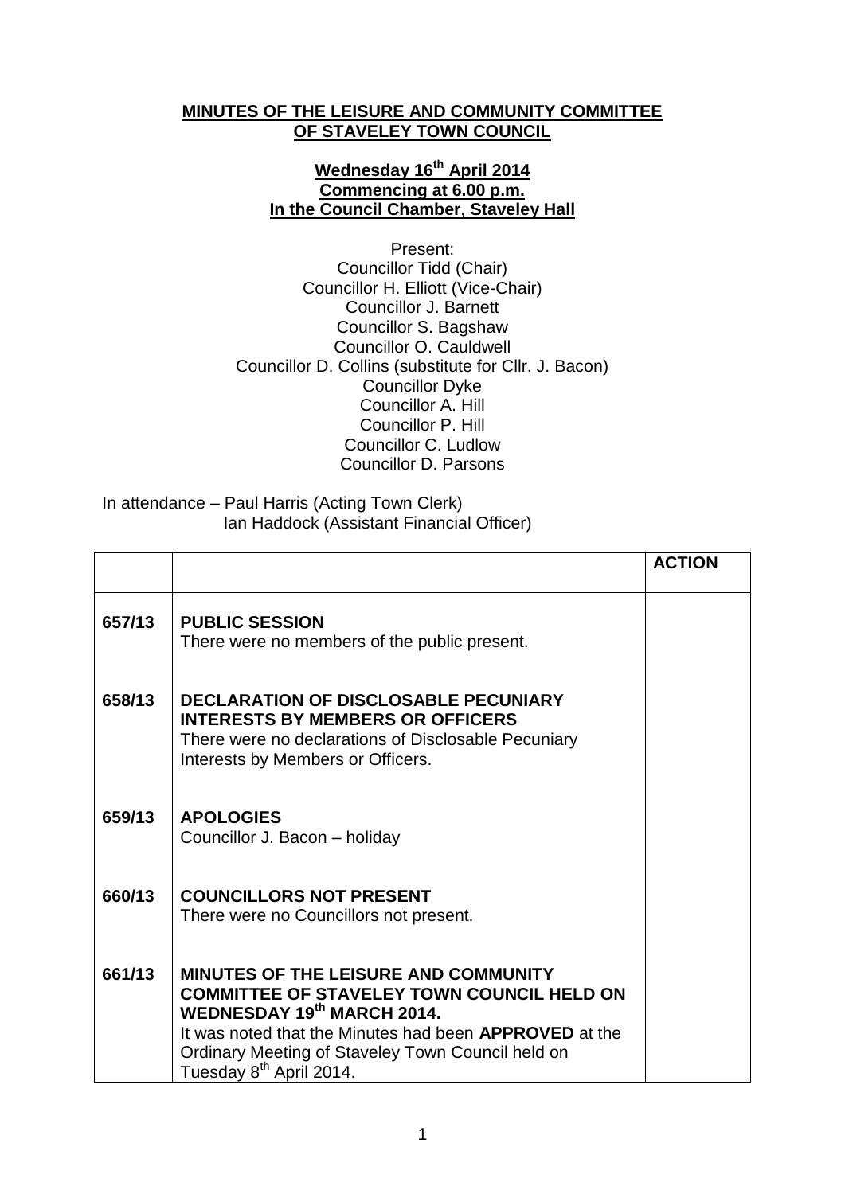**MINUTES OF THE LEISURE AND COMMUNITY COMMITTEE OF STAVELEY TOWN COUNCIL**

**Wednesday 16th April 2014**
**Commencing at 6.00 p.m.**
**In the Council Chamber, Staveley Hall**

Present:
Councillor Tidd (Chair)
Councillor H. Elliott (Vice-Chair)
Councillor J. Barnett
Councillor S. Bagshaw
Councillor O. Cauldwell
Councillor D. Collins (substitute for Cllr. J. Bacon)
Councillor Dyke
Councillor A. Hill
Councillor P. Hill
Councillor C. Ludlow
Councillor D. Parsons

In attendance – Paul Harris (Acting Town Clerk)
Ian Haddock (Assistant Financial Officer)

| | | **ACTION** |
|---|---|---|
| 657/13 | **PUBLIC SESSION**<br>There were no members of the public present. | |
| 658/13 | **DECLARATION OF DISCLOSABLE PECUNIARY INTERESTS BY MEMBERS OR OFFICERS**<br>There were no declarations of Disclosable Pecuniary Interests by Members or Officers. | |
| 659/13 | **APOLOGIES**<br>Councillor J. Bacon – holiday | |
| 660/13 | **COUNCILLORS NOT PRESENT**<br>There were no Councillors not present. | |
| 661/13 | **MINUTES OF THE LEISURE AND COMMUNITY COMMITTEE OF STAVELEY TOWN COUNCIL HELD ON WEDNESDAY 19th MARCH 2014.**<br>It was noted that the Minutes had been **APPROVED** at the Ordinary Meeting of Staveley Town Council held on Tuesday 8th April 2014. | |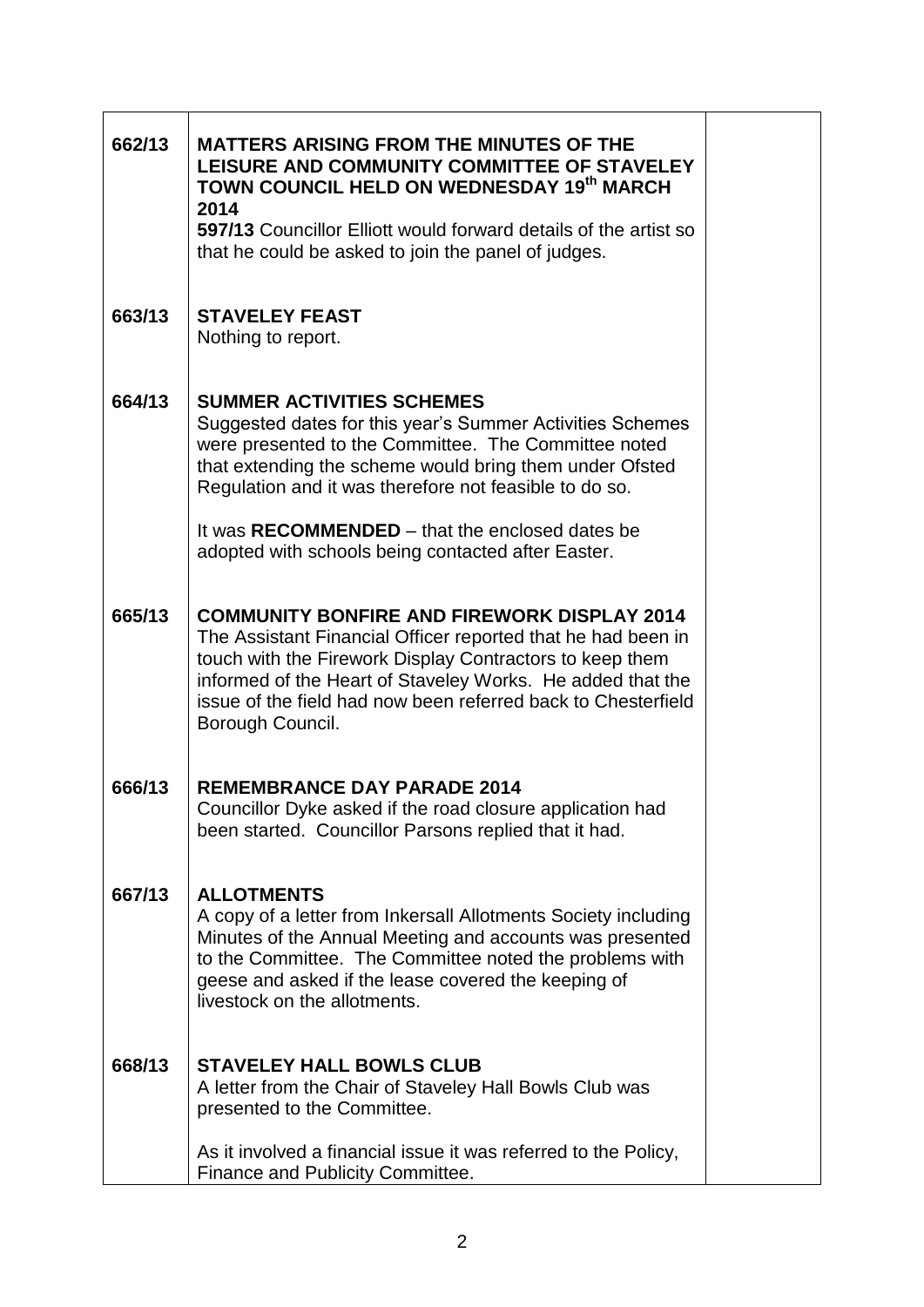| | | |
|---|---|---|
| 662/13 | **MATTERS ARISING FROM THE MINUTES OF THE LEISURE AND COMMUNITY COMMITTEE OF STAVELEY TOWN COUNCIL HELD ON WEDNESDAY 19th MARCH 2014**<br>**597/13** Councillor Elliott would forward details of the artist so that he could be asked to join the panel of judges. | |
| 663/13 | **STAVELEY FEAST**<br>Nothing to report. | |
| 664/13 | **SUMMER ACTIVITIES SCHEMES**<br>Suggested dates for this year's Summer Activities Schemes were presented to the Committee. The Committee noted that extending the scheme would bring them under Ofsted Regulation and it was therefore not feasible to do so.<br><br>It was **RECOMMENDED** – that the enclosed dates be adopted with schools being contacted after Easter. | |
| 665/13 | **COMMUNITY BONFIRE AND FIREWORK DISPLAY 2014**<br>The Assistant Financial Officer reported that he had been in touch with the Firework Display Contractors to keep them informed of the Heart of Staveley Works. He added that the issue of the field had now been referred back to Chesterfield Borough Council. | |
| 666/13 | **REMEMBRANCE DAY PARADE 2014**<br>Councillor Dyke asked if the road closure application had been started. Councillor Parsons replied that it had. | |
| 667/13 | **ALLOTMENTS**<br>A copy of a letter from Inkersall Allotments Society including Minutes of the Annual Meeting and accounts was presented to the Committee. The Committee noted the problems with geese and asked if the lease covered the keeping of livestock on the allotments. | |
| 668/13 | **STAVELEY HALL BOWLS CLUB**<br>A letter from the Chair of Staveley Hall Bowls Club was presented to the Committee.<br><br>As it involved a financial issue it was referred to the Policy, Finance and Publicity Committee. | |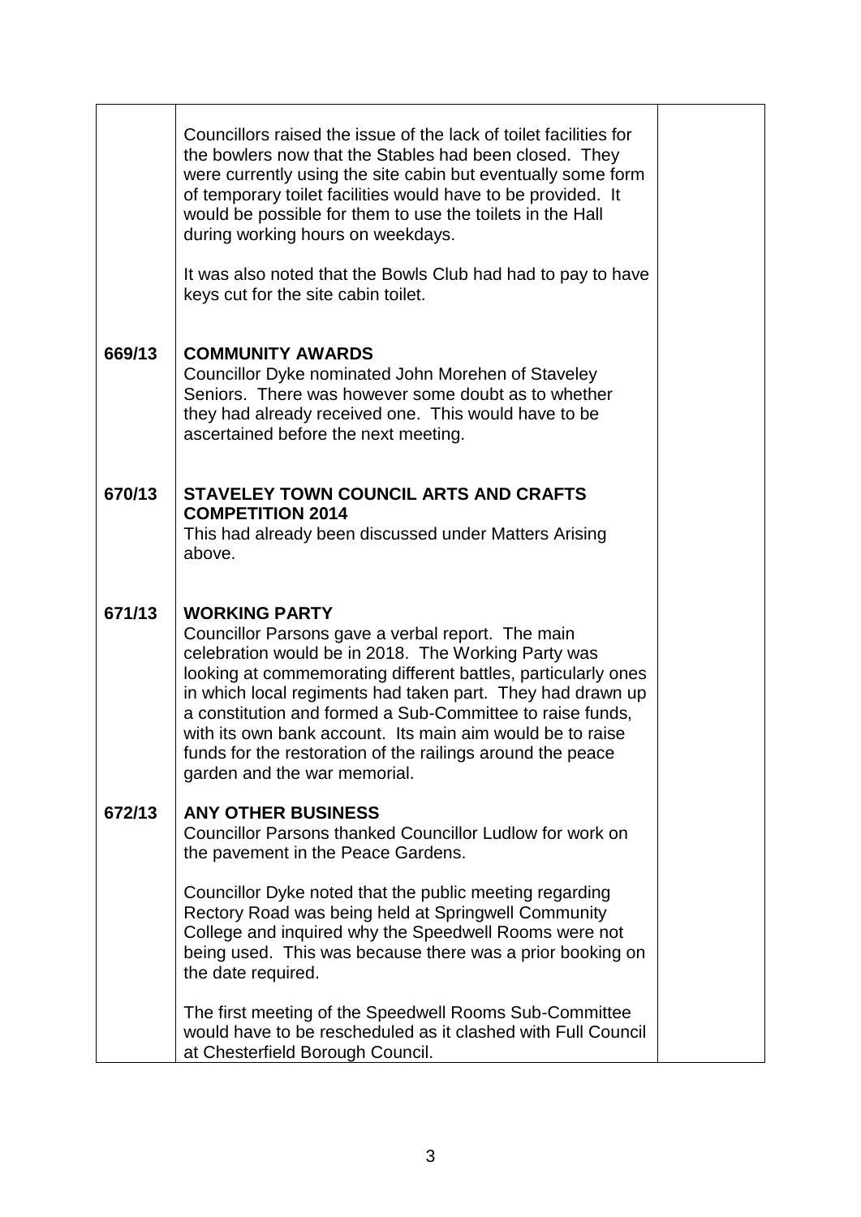| | | |
|---|---|---|
| | Councillors raised the issue of the lack of toilet facilities for the bowlers now that the Stables had been closed. They were currently using the site cabin but eventually some form of temporary toilet facilities would have to be provided. It would be possible for them to use the toilets in the Hall during working hours on weekdays.<br><br>It was also noted that the Bowls Club had had to pay to have keys cut for the site cabin toilet. | |
| **669/13** | **COMMUNITY AWARDS**<br>Councillor Dyke nominated John Morehen of Staveley Seniors. There was however some doubt as to whether they had already received one. This would have to be ascertained before the next meeting. | |
| **670/13** | **STAVELEY TOWN COUNCIL ARTS AND CRAFTS COMPETITION 2014**<br>This had already been discussed under Matters Arising above. | |
| **671/13** | **WORKING PARTY**<br>Councillor Parsons gave a verbal report. The main celebration would be in 2018. The Working Party was looking at commemorating different battles, particularly ones in which local regiments had taken part. They had drawn up a constitution and formed a Sub-Committee to raise funds, with its own bank account. Its main aim would be to raise funds for the restoration of the railings around the peace garden and the war memorial. | |
| **672/13** | **ANY OTHER BUSINESS**<br>Councillor Parsons thanked Councillor Ludlow for work on the pavement in the Peace Gardens.<br><br>Councillor Dyke noted that the public meeting regarding Rectory Road was being held at Springwell Community College and inquired why the Speedwell Rooms were not being used. This was because there was a prior booking on the date required.<br><br>The first meeting of the Speedwell Rooms Sub-Committee would have to be rescheduled as it clashed with Full Council at Chesterfield Borough Council. | |